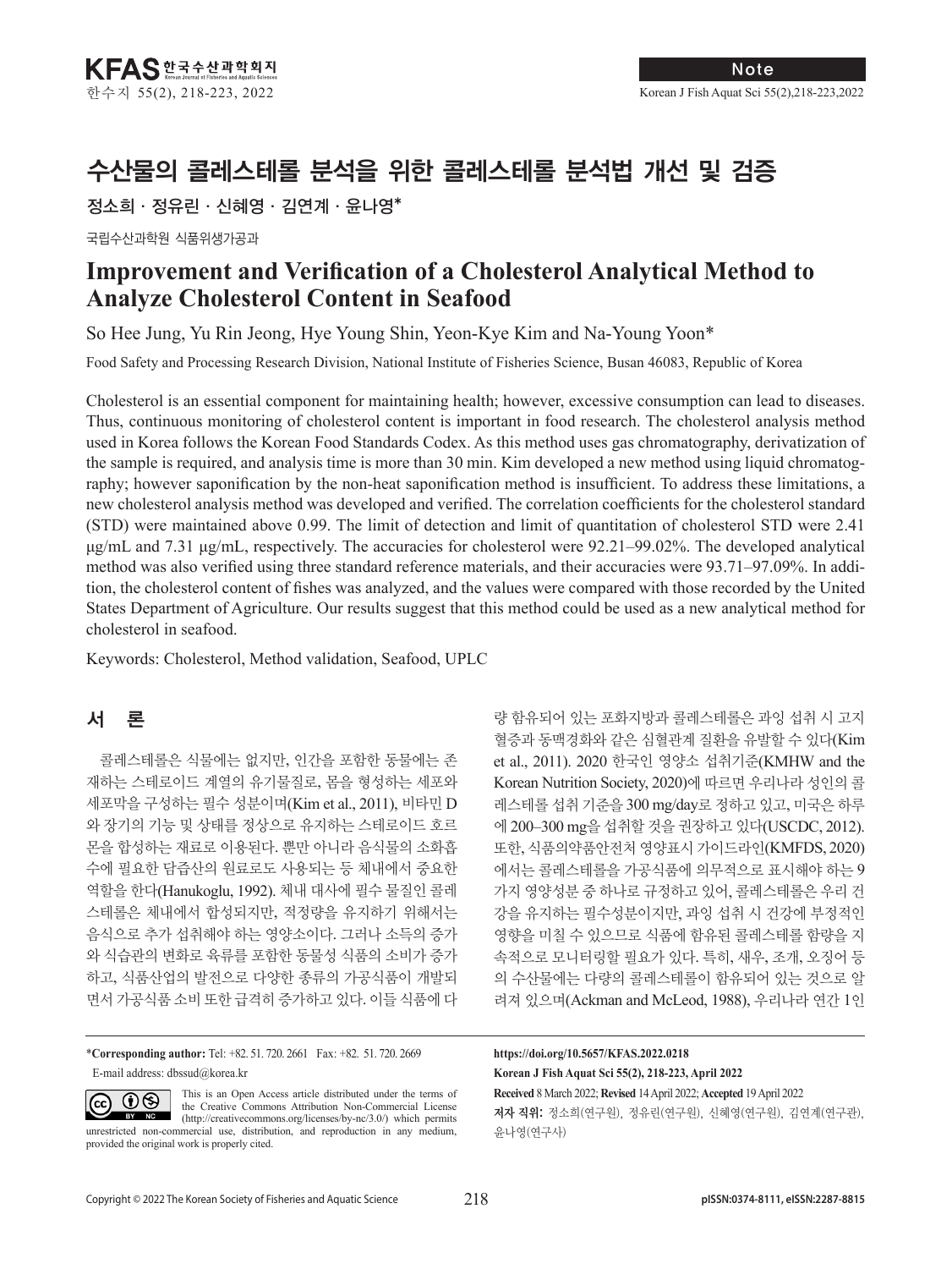# 수산물의 콜레스테롤 분석을 위한 콜레스테롤 분석법 개선 및 검증

정소희 · 정유린 · 신혜영 · 김연계 · 윤나영*

국립수산과학원 식품위생가공과

# Improvement and Verification of a Cholesterol Analytical Method to Analyze Cholesterol Content in Seafood

So Hee Jung, Yu Rin Jeong, Hye Young Shin, Yeon-Kye Kim and Na-Young Yoon*

Food Safety and Processing Research Division, National Institute of Fisheries Science, Busan 46083, Republic of Korea

Cholesterol is an essential component for maintaining health; however, excessive consumption can lead to diseases. Thus, continuous monitoring of cholesterol content is important in food research. The cholesterol analysis method used in Korea follows the Korean Food Standards Codex. As this method uses gas chromatography, derivatization of the sample is required, and analysis time is more than 30 min. Kim developed a new method using liquid chromatography; however saponification by the non-heat saponification method is insufficient. To address these limitations, a new cholesterol analysis method was developed and verified. The correlation coefficients for the cholesterol standard (STD) were maintained above 0.99. The limit of detection and limit of quantitation of cholesterol STD were 2.41 μg/mL and 7.31 μg/mL, respectively. The accuracies for cholesterol were 92.21–99.02%. The developed analytical method was also verified using three standard reference materials, and their accuracies were 93.71–97.09%. In addition, the cholesterol content of fishes was analyzed, and the values were compared with those recorded by the United States Department of Agriculture. Our results suggest that this method could be used as a new analytical method for cholesterol in seafood.

Keywords: Cholesterol, Method validation, Seafood, UPLC

## 서 론

콜레스테롤은 식물에는 없지만, 인간을 포함한 동물에는 존재하는 스테로이드 계열의 유기물질로, 몸을 형성하는 세포와 세포막을 구성하는 필수 성분이며(Kim et al., 2011), 비타민 D와 장기의 기능 및 상태를 정상으로 유지하는 스테로이드 호르몬을 합성하는 재료로 이용된다. 뿐만 아니라 음식물의 소화흡수에 필요한 담즙산의 원료로도 사용되는 등 체내에서 중요한 역할을 한다(Hanukoglu, 1992). 체내 대사에 필수 물질인 콜레스테롤은 체내에서 합성되지만, 적정량을 유지하기 위해서는 음식으로 추가 섭취해야 하는 영양소이다. 그러나 소득의 증가와 식습관의 변화로 육류를 포함한 동물성 식품의 소비가 증가하고, 식품산업의 발전으로 다양한 종류의 가공식품이 개발되면서 가공식품 소비 또한 급격히 증가하고 있다. 이들 식품에 다량 함유되어 있는 포화지방과 콜레스테롤은 과잉 섭취 시 고지혈증과 동맥경화와 같은 심혈관계 질환을 유발할 수 있다(Kim et al., 2011). 2020 한국인 영양소 섭취기준(KMHW and the Korean Nutrition Society, 2020)에 따르면 우리나라 성인의 콜레스테롤 섭취 기준을 300 mg/day로 정하고 있고, 미국은 하루에 200–300 mg을 섭취할 것을 권장하고 있다(USCDC, 2012). 또한, 식품의약품안전처 영양표시 가이드라인(KMFDS, 2020)에서는 콜레스테롤을 가공식품에 의무적으로 표시해야 하는 9가지 영양성분 중 하나로 규정하고 있어, 콜레스테롤은 우리 건강을 유지하는 필수성분이지만, 과잉 섭취 시 건강에 부정적인 영향을 미칠 수 있으므로 식품에 함유된 콜레스테롤 함량을 지속적으로 모니터링할 필요가 있다. 특히, 새우, 조개, 오징어 등의 수산물에는 다량의 콜레스테롤이 함유되어 있는 것으로 알려져 있으며(Ackman and McLeod, 1988), 우리나라 연간 1인

---

*Corresponding author: Tel: +82. 51. 720. 2661 Fax: +82. 51. 720. 2669
E-mail address: dbssud@korea.kr

This is an Open Access article distributed under the terms of the Creative Commons Attribution Non-Commercial License (http://creativecommons.org/licenses/by-nc/3.0/) which permits unrestricted non-commercial use, distribution, and reproduction in any medium, provided the original work is properly cited.

https://doi.org/10.5657/KFAS.2022.0218

Korean J Fish Aquat Sci 55(2), 218-223, April 2022

Received 8 March 2022; Revised 14 April 2022; Accepted 19 April 2022

**저자 직위:** 정소희(연구원), 정유린(연구원), 신혜영(연구원), 김연계(연구관), 윤나영(연구사)

Copyright © 2022 The Korean Society of Fisheries and Aquatic Science

pISSN:0374-8111, eISSN:2287-8815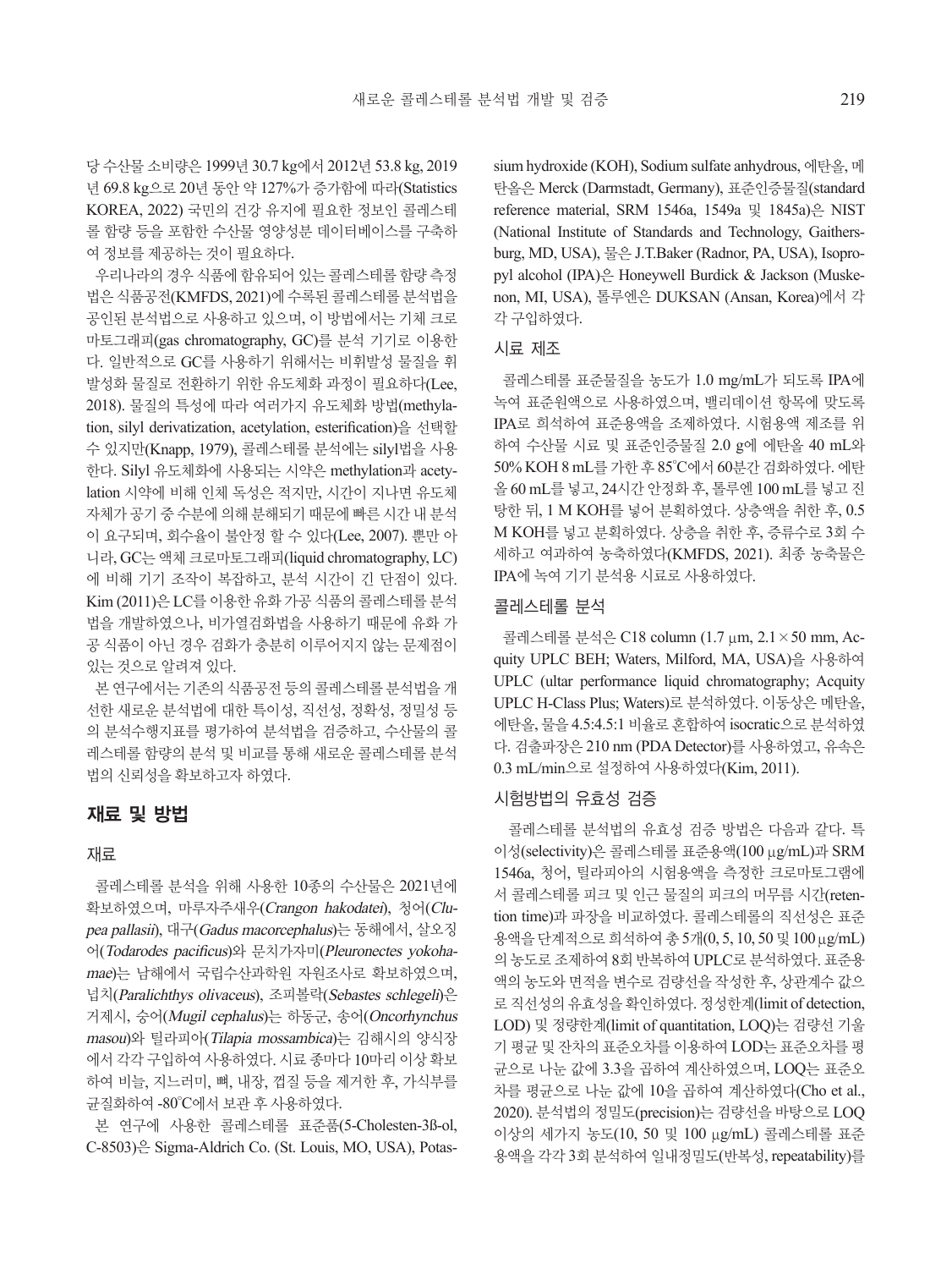당 수산물 소비량은 1999년 30.7 kg에서 2012년 53.8 kg, 2019년 69.8 kg으로 20년 동안 약 127%가 증가함에 따라(Statistics KOREA, 2022) 국민의 건강 유지에 필요한 정보인 콜레스테롤 함량 등을 포함한 수산물 영양성분 데이터베이스를 구축하여 정보를 제공하는 것이 필요하다.

우리나라의 경우 식품에 함유되어 있는 콜레스테롤 함량 측정법은 식품공전(KMFDS, 2021)에 수록된 콜레스테롤 분석법을 공인된 분석법으로 사용하고 있으며, 이 방법에서는 기체 크로마토그래피(gas chromatography, GC)를 분석 기기로 이용한다. 일반적으로 GC를 사용하기 위해서는 비휘발성 물질을 휘발성 물질로 전환하기 위한 유도체화 과정이 필요하다(Lee, 2018). 물질의 특성에 따라 여러가지 유도체화 방법(methylation, silyl derivatization, acetylation, esterification)을 선택할 수 있지만(Knapp, 1979), 콜레스테롤 분석에는 silyl법을 사용한다. Silyl 유도체화에 사용되는 시약은 methylation과 acetylation 시약에 비해 인체 독성은 적지만, 시간이 지나면 유도체 자체가 공기 중 수분에 의해 분해되기 때문에 빠른 시간 내 분석이 요구되며, 회수율이 불안정 할 수 있다(Lee, 2007). 뿐만 아니라, GC는 액체 크로마토그래피(liquid chromatography, LC)에 비해 기기 조작이 복잡하고, 분석 시간이 긴 단점이 있다. Kim (2011)은 LC를 이용한 유화 가공 식품의 콜레스테롤 분석법을 개발하였으나, 비가열검화법을 사용하기 때문에 유화 가공 식품이 아닌 경우 검화가 충분히 이루어지지 않는 문제점이 있는 것으로 알려져 있다.

본 연구에서는 기존의 식품공전 등의 콜레스테롤 분석법을 개선한 새로운 분석법에 대한 특이성, 직선성, 정확성, 정밀성 등의 분석수행지표를 평가하여 분석법을 검증하고, 수산물의 콜레스테롤 함량의 분석 및 비교를 통해 새로운 콜레스테롤 분석법의 신뢰성을 확보하고자 하였다.

## 재료 및 방법

### 재료

콜레스테롤 분석을 위해 사용한 10종의 수산물은 2021년에 확보하였으며, 마루자주새우(*Crangon hakodatei*), 청어(*Clupea pallasii*), 대구(*Gadus macorcephalus*)는 동해에서, 살오징어(*Todarodes pacificus*)와 문치가자미(*Pleuronectes yokohamae*)는 남해에서 국립수산과학원 자원조사로 확보하였으며, 넙치(*Paralichthys olivaceus*), 조피볼락(*Sebastes schlegeli*)은 거제시, 숭어(*Mugil cephalus*)는 하동군, 송어(*Oncorhynchus masou*)와 틸라피아(*Tilapia mossambica*)는 김해시의 양식장에서 각각 구입하여 사용하였다. 시료 종마다 10마리 이상 확보하여 비늘, 지느러미, 뼈, 내장, 껍질 등을 제거한 후, 가식부를 균질화하여 -80°C에서 보관 후 사용하였다.

본 연구에 사용한 콜레스테롤 표준품(5-Cholesten-3ß-ol, C-8503)은 Sigma-Aldrich Co. (St. Louis, MO, USA), Potassium hydroxide (KOH), Sodium sulfate anhydrous, 에탄올, 메탄올은 Merck (Darmstadt, Germany), 표준인증물질(standard reference material, SRM 1546a, 1549a 및 1845a)은 NIST (National Institute of Standards and Technology, Gaithersburg, MD, USA), 물은 J.T.Baker (Radnor, PA, USA), Isopropyl alcohol (IPA)은 Honeywell Burdick & Jackson (Muskenon, MI, USA), 톨루엔은 DUKSAN (Ansan, Korea)에서 각각 구입하였다.

### 시료 제조

콜레스테롤 표준물질을 농도가 1.0 mg/mL가 되도록 IPA에 녹여 표준원액으로 사용하였으며, 밸리데이션 항목에 맞도록 IPA로 희석하여 표준용액을 조제하였다. 시험용액 제조를 위하여 수산물 시료 및 표준인증물질 2.0 g에 에탄올 40 mL와 50% KOH 8 mL를 가한 후 85°C에서 60분간 검화하였다. 에탄올 60 mL를 넣고, 24시간 안정화 후, 톨루엔 100 mL를 넣고 진탕한 뒤, 1 M KOH를 넣어 분획하였다. 상층액을 취한 후, 0.5 M KOH를 넣고 분획하였다. 상층을 취한 후, 증류수로 3회 수세하고 여과하여 농축하였다(KMFDS, 2021). 최종 농축물은 IPA에 녹여 기기 분석용 시료로 사용하였다.

### 콜레스테롤 분석

콜레스테롤 분석은 C18 column (1.7 μm, 2.1×50 mm, Acquity UPLC BEH; Waters, Milford, MA, USA)을 사용하여 UPLC (ultar performance liquid chromatography; Acquity UPLC H-Class Plus; Waters)로 분석하였다. 이동상은 메탄올, 에탄올, 물을 4.5:4.5:1 비율로 혼합하여 isocratic으로 분석하였다. 검출파장은 210 nm (PDA Detector)를 사용하였고, 유속은 0.3 mL/min으로 설정하여 사용하였다(Kim, 2011).

### 시험방법의 유효성 검증

콜레스테롤 분석법의 유효성 검증 방법은 다음과 같다. 특이성(selectivity)은 콜레스테롤 표준용액(100 μg/mL)과 SRM 1546a, 청어, 틸라피아의 시험용액을 측정한 크로마토그램에서 콜레스테롤 피크 및 인근 물질의 피크의 머무름 시간(retention time)과 파장을 비교하였다. 콜레스테롤의 직선성은 표준용액을 단계적으로 희석하여 총 5개(0, 5, 10, 50 및 100 μg/mL)의 농도로 조제하여 8회 반복하여 UPLC로 분석하였다. 표준용액의 농도와 면적을 변수로 검량선을 작성한 후, 상관계수 값으로 직선성의 유효성을 확인하였다. 정성한계(limit of detection, LOD) 및 정량한계(limit of quantitation, LOQ)는 검량선 기울기 평균 및 잔차의 표준오차를 이용하여 LOD는 표준오차를 평균으로 나눈 값에 3.3을 곱하여 계산하였으며, LOQ는 표준오차를 평균으로 나눈 값에 10을 곱하여 계산하였다(Cho et al., 2020). 분석법의 정밀도(precision)는 검량선을 바탕으로 LOQ 이상의 세가지 농도(10, 50 및 100 μg/mL) 콜레스테롤 표준용액을 각각 3회 분석하여 일내정밀도(반복성, repeatability)를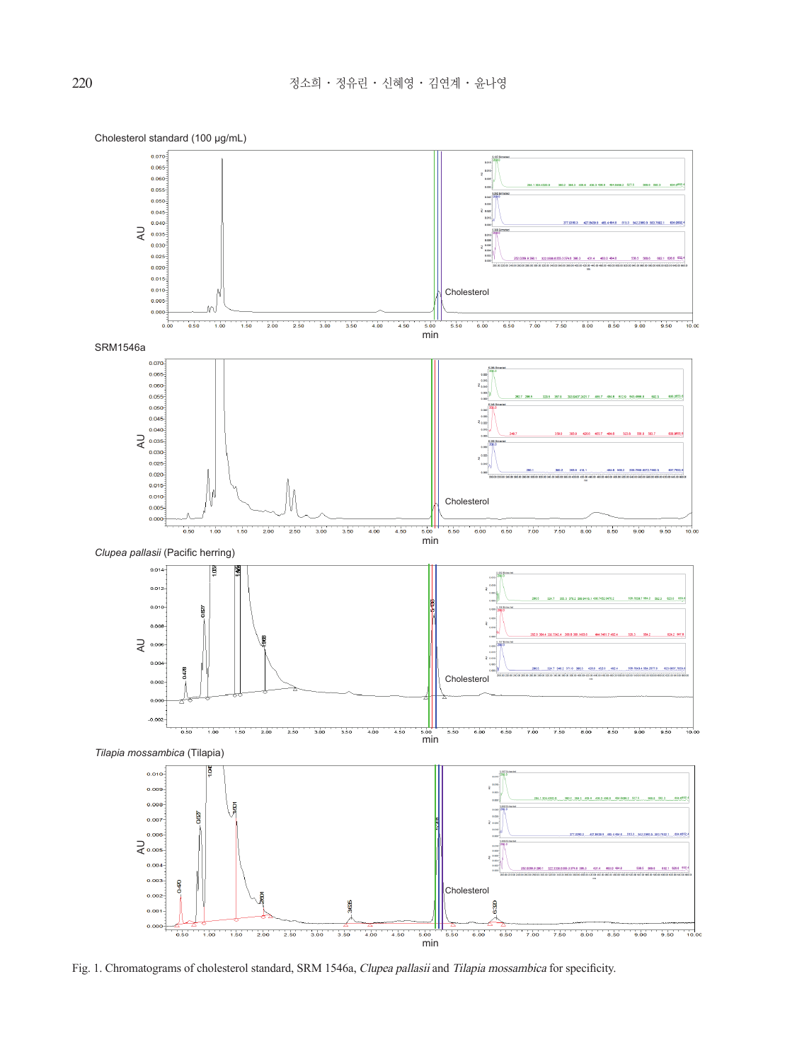Cholesterol standard (100 μg/mL)

AU

min

Cholesterol

SRM1546a

AU

min

Cholesterol

*Clupea pallasii* (Pacific herring)

AU

min

Cholesterol

*Tilapia mossambica* (Tilapia)

AU

min

Cholesterol

Fig. 1. Chromatograms of cholesterol standard, SRM 1546a, *Clupea pallasii* and *Tilapia mossambica* for specificity.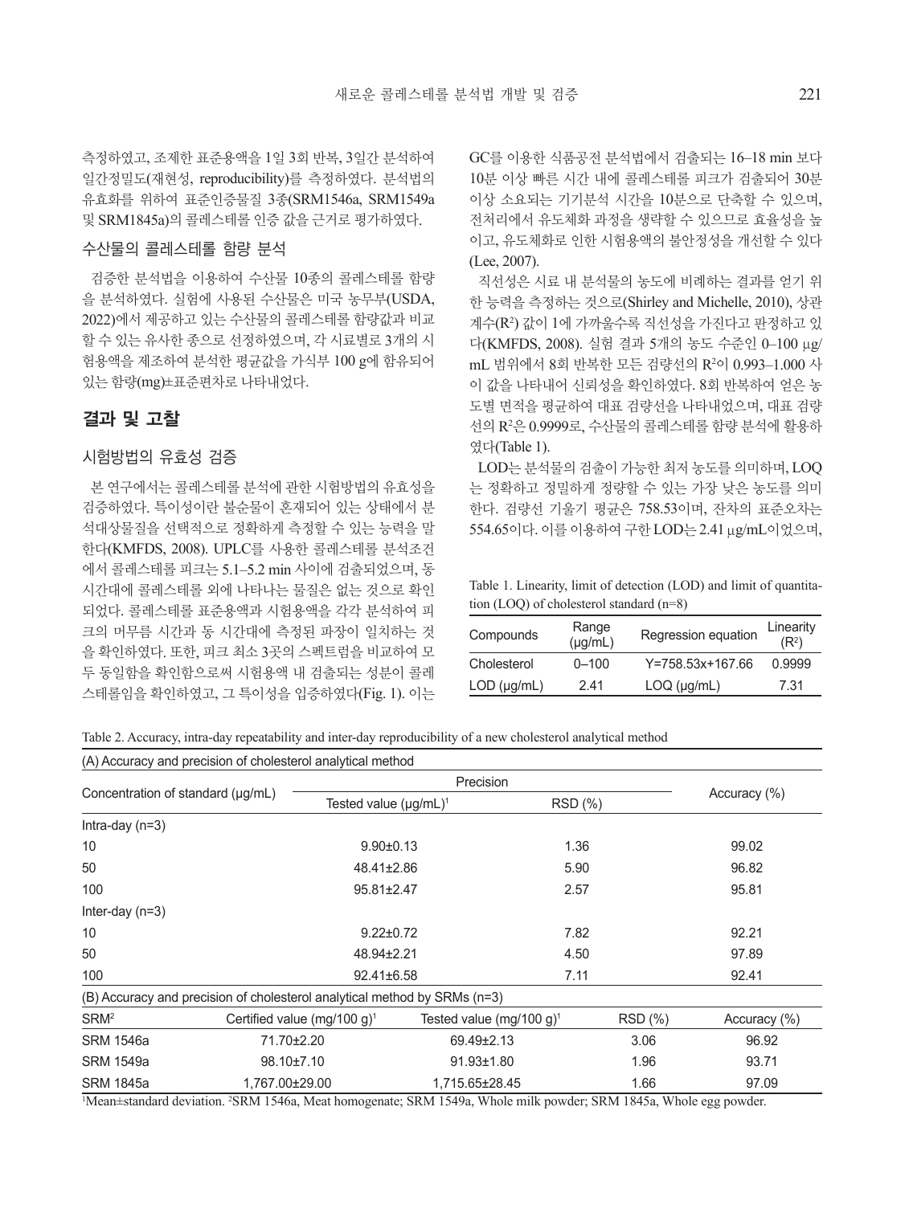측정하였고, 조제한 표준용액을 1일 3회 반복, 3일간 분석하여 일간정밀도(재현성, reproducibility)를 측정하였다. 분석법의 유효화를 위하여 표준인증물질 3종(SRM1546a, SRM1549a 및 SRM1845a)의 콜레스테롤 인증 값을 근거로 평가하였다.

### 수산물의 콜레스테롤 함량 분석

검증한 분석법을 이용하여 수산물 10종의 콜레스테롤 함량을 분석하였다. 실험에 사용된 수산물은 미국 농무부(USDA, 2022)에서 제공하고 있는 수산물의 콜레스테롤 함량값과 비교할 수 있는 유사한 종으로 선정하였으며, 각 시료별로 3개의 시험용액을 제조하여 분석한 평균값을 가식부 100 g에 함유되어 있는 함량(mg)±표준편차로 나타내었다.

## 결과 및 고찰

### 시험방법의 유효성 검증

본 연구에서는 콜레스테롤 분석에 관한 시험방법의 유효성을 검증하였다. 특이성이란 불순물이 혼재되어 있는 상태에서 분석대상물질을 선택적으로 정확하게 측정할 수 있는 능력을 말한다(KMFDS, 2008). UPLC를 사용한 콜레스테롤 분석조건에서 콜레스테롤 피크는 5.1–5.2 min 사이에 검출되었으며, 동 시간대에 콜레스테롤 외에 나타나는 물질은 없는 것으로 확인되었다. 콜레스테롤 표준용액과 시험용액을 각각 분석하여 피크의 머무름 시간과 동 시간대에 측정된 파장이 일치하는 것을 확인하였다. 또한, 피크 최소 3곳의 스펙트럼을 비교하여 모두 동일함을 확인함으로써 시험용액 내 검출되는 성분이 콜레스테롤임을 확인하였고, 그 특이성을 입증하였다(Fig. 1). 이는 GC를 이용한 식품공전 분석법에서 검출되는 16–18 min 보다 10분 이상 빠른 시간 내에 콜레스테롤 피크가 검출되어 30분 이상 소요되는 기기분석 시간을 10분으로 단축할 수 있으며, 전처리에서 유도체화 과정을 생략할 수 있으므로 효율성을 높이고, 유도체화로 인한 시험용액의 불안정성을 개선할 수 있다(Lee, 2007).

직선성은 시료 내 분석물의 농도에 비례하는 결과를 얻기 위한 능력을 측정하는 것으로(Shirley and Michelle, 2010), 상관계수($R^2$) 값이 1에 가까울수록 직선성을 가진다고 판정하고 있다(KMFDS, 2008). 실험 결과 5개의 농도 수준인 0–100 μg/mL 범위에서 8회 반복한 모든 검량선의 $R^2$이 0.993–1.000 사이 값을 나타내어 신뢰성을 확인하였다. 8회 반복하여 얻은 농도별 면적을 평균하여 대표 검량선을 나타내었으며, 대표 검량선의 $R^2$은 0.9999로, 수산물의 콜레스테롤 함량 분석에 활용하였다(Table 1).

LOD는 분석물의 검출이 가능한 최저 농도를 의미하며, LOQ는 정확하고 정밀하게 정량할 수 있는 가장 낮은 농도를 의미한다. 검량선 기울기 평균은 758.53이며, 잔차의 표준오차는 554.65이다. 이를 이용하여 구한 LOD는 2.41 μg/mL이었으며,

Table 1. Linearity, limit of detection (LOD) and limit of quantitation (LOQ) of cholesterol standard (n=8)

| Compounds | Range (μg/mL) | Regression equation | Linearity ($R^2$) |
|---|---|---|---|
| Cholesterol | 0–100 | Y=758.53x+167.66 | 0.9999 |
| LOD (μg/mL) | 2.41 | LOQ (μg/mL) | 7.31 |

Table 2. Accuracy, intra-day repeatability and inter-day reproducibility of a new cholesterol analytical method

(A) Accuracy and precision of cholesterol analytical method

| Concentration of standard (μg/mL) | Precision | | Accuracy (%) |
|---|---|---|---|
| | Tested value (μg/mL)[1] | RSD (%) | |
| Intra-day (n=3) | | | |
| 10 | 9.90±0.13 | 1.36 | 99.02 |
| 50 | 48.41±2.86 | 5.90 | 96.82 |
| 100 | 95.81±2.47 | 2.57 | 95.81 |
| Inter-day (n=3) | | | |
| 10 | 9.22±0.72 | 7.82 | 92.21 |
| 50 | 48.94±2.21 | 4.50 | 97.89 |
| 100 | 92.41±6.58 | 7.11 | 92.41 |

(B) Accuracy and precision of cholesterol analytical method by SRMs (n=3)

| SRM[2] | Certified value (mg/100 g)[1] | Tested value (mg/100 g)[1] | RSD (%) | Accuracy (%) |
|---|---|---|---|---|
| SRM 1546a | 71.70±2.20 | 69.49±2.13 | 3.06 | 96.92 |
| SRM 1549a | 98.10±7.10 | 91.93±1.80 | 1.96 | 93.71 |
| SRM 1845a | 1,767.00±29.00 | 1,715.65±28.45 | 1.66 | 97.09 |

[1]Mean±standard deviation. [2]SRM 1546a, Meat homogenate; SRM 1549a, Whole milk powder; SRM 1845a, Whole egg powder.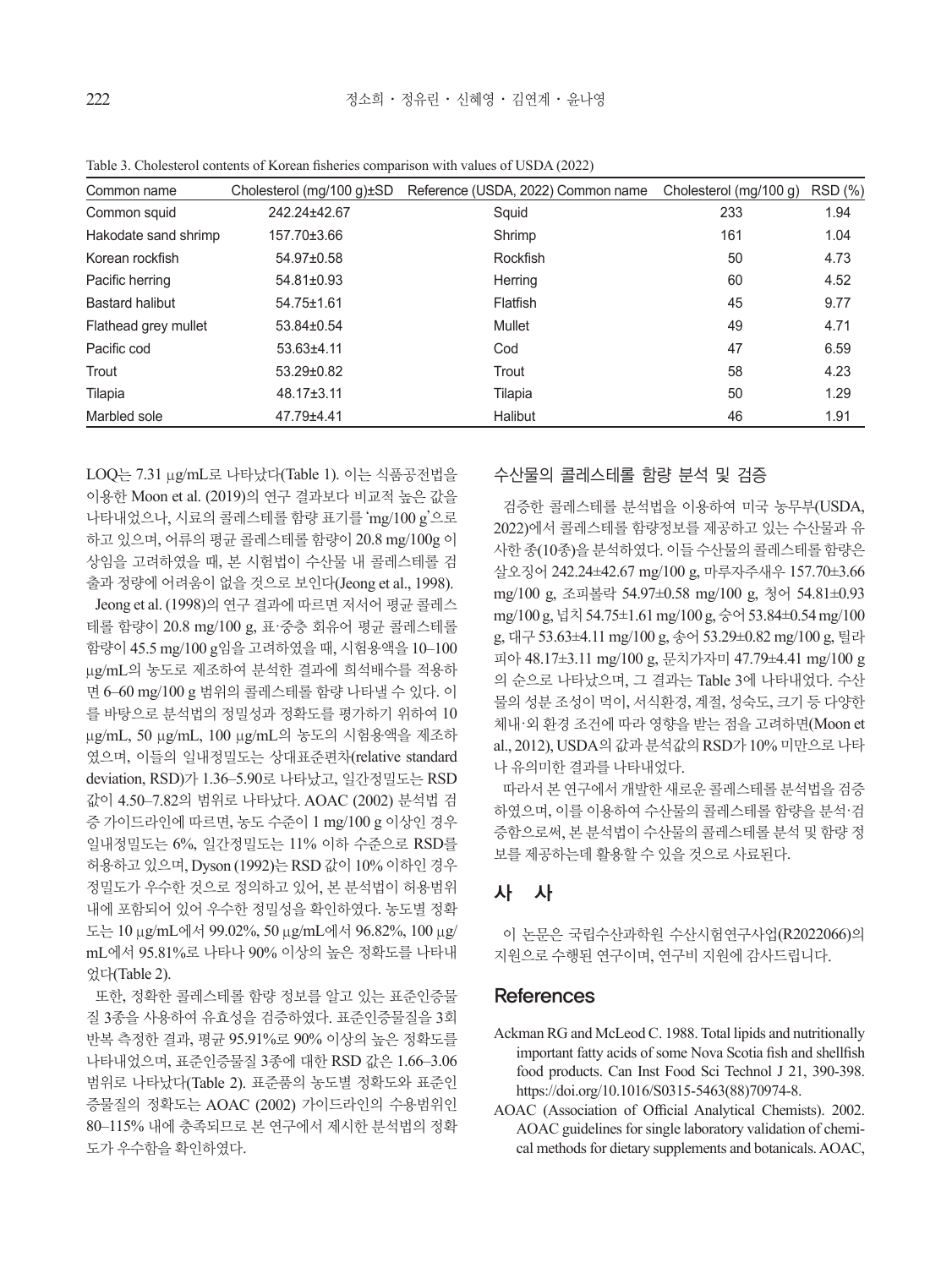Table 3. Cholesterol contents of Korean fisheries comparison with values of USDA (2022)

| Common name | Cholesterol (mg/100 g)±SD | Reference (USDA, 2022) Common name | Cholesterol (mg/100 g) | RSD (%) |
|---|---|---|---|---|
| Common squid | 242.24±42.67 | Squid | 233 | 1.94 |
| Hakodate sand shrimp | 157.70±3.66 | Shrimp | 161 | 1.04 |
| Korean rockfish | 54.97±0.58 | Rockfish | 50 | 4.73 |
| Pacific herring | 54.81±0.93 | Herring | 60 | 4.52 |
| Bastard halibut | 54.75±1.61 | Flatfish | 45 | 9.77 |
| Flathead grey mullet | 53.84±0.54 | Mullet | 49 | 4.71 |
| Pacific cod | 53.63±4.11 | Cod | 47 | 6.59 |
| Trout | 53.29±0.82 | Trout | 58 | 4.23 |
| Tilapia | 48.17±3.11 | Tilapia | 50 | 1.29 |
| Marbled sole | 47.79±4.41 | Halibut | 46 | 1.91 |

LOQ는 7.31 μg/mL로 나타났다(Table 1). 이는 식품공전법을 이용한 Moon et al. (2019)의 연구 결과보다 비교적 높은 값을 나타내었으나, 시료의 콜레스테롤 함량 표기를 'mg/100 g'으로 하고 있으며, 어류의 평균 콜레스테롤 함량이 20.8 mg/100g 이상임을 고려하였을 때, 본 시험법이 수산물 내 콜레스테롤 검출과 정량에 어려움이 없을 것으로 보인다(Jeong et al., 1998).

Jeong et al. (1998)의 연구 결과에 따르면 저서어 평균 콜레스테롤 함량이 20.8 mg/100 g, 표·중층 회유어 평균 콜레스테롤 함량이 45.5 mg/100 g임을 고려하였을 때, 시험용액을 10–100 μg/mL의 농도로 제조하여 분석한 결과에 희석배수를 적용하면 6–60 mg/100 g 범위의 콜레스테롤 함량 나타낼 수 있다. 이를 바탕으로 분석법의 정밀성과 정확도를 평가하기 위하여 10 μg/mL, 50 μg/mL, 100 μg/mL의 농도의 시험용액을 제조하였으며, 이들의 일내정밀도는 상대표준편차(relative standard deviation, RSD)가 1.36–5.90로 나타났고, 일간정밀도는 RSD 값이 4.50–7.82의 범위로 나타났다. AOAC (2002) 분석법 검증 가이드라인에 따르면, 농도 수준이 1 mg/100 g 이상인 경우 일내정밀도는 6%, 일간정밀도는 11% 이하 수준으로 RSD를 허용하고 있으며, Dyson (1992)는 RSD 값이 10% 이하인 경우 정밀도가 우수한 것으로 정의하고 있어, 본 분석법이 허용범위 내에 포함되어 있어 우수한 정밀성을 확인하였다. 농도별 정확도는 10 μg/mL에서 99.02%, 50 μg/mL에서 96.82%, 100 μg/mL에서 95.81%로 나타나 90% 이상의 높은 정확도를 나타내었다(Table 2).

또한, 정확한 콜레스테롤 함량 정보를 알고 있는 표준인증물질 3종을 사용하여 유효성을 검증하였다. 표준인증물질을 3회 반복 측정한 결과, 평균 95.91%로 90% 이상의 높은 정확도를 나타내었으며, 표준인증물질 3종에 대한 RSD 값은 1.66–3.06 범위로 나타났다(Table 2). 표준품의 농도별 정확도와 표준인증물질의 정확도는 AOAC (2002) 가이드라인의 수용범위인 80–115% 내에 충족되므로 본 연구에서 제시한 분석법의 정확도가 우수함을 확인하였다.

## 수산물의 콜레스테롤 함량 분석 및 검증

검증한 콜레스테롤 분석법을 이용하여 미국 농무부(USDA, 2022)에서 콜레스테롤 함량정보를 제공하고 있는 수산물과 유사한 종(10종)을 분석하였다. 이들 수산물의 콜레스테롤 함량은 살오징어 242.24±42.67 mg/100 g, 마루자주새우 157.70±3.66 mg/100 g, 조피볼락 54.97±0.58 mg/100 g, 청어 54.81±0.93 mg/100 g, 넙치 54.75±1.61 mg/100 g, 숭어 53.84±0.54 mg/100 g, 대구 53.63±4.11 mg/100 g, 송어 53.29±0.82 mg/100 g, 틸라피아 48.17±3.11 mg/100 g, 문치가자미 47.79±4.41 mg/100 g의 순으로 나타났으며, 그 결과는 Table 3에 나타내었다. 수산물의 성분 조성이 먹이, 서식환경, 계절, 성숙도, 크기 등 다양한 체내·외 환경 조건에 따라 영향을 받는 점을 고려하면(Moon et al., 2012), USDA의 값과 분석값의 RSD가 10% 미만으로 나타나 유의미한 결과를 나타내었다.

따라서 본 연구에서 개발한 새로운 콜레스테롤 분석법을 검증하였으며, 이를 이용하여 수산물의 콜레스테롤 함량을 분석·검증함으로써, 본 분석법이 수산물의 콜레스테롤 분석 및 함량 정보를 제공하는데 활용할 수 있을 것으로 사료된다.

# 사　사

이 논문은 국립수산과학원 수산시험연구사업(R2022066)의 지원으로 수행된 연구이며, 연구비 지원에 감사드립니다.

# References

Ackman RG and McLeod C. 1988. Total lipids and nutritionally important fatty acids of some Nova Scotia fish and shellfish food products. Can Inst Food Sci Technol J 21, 390-398. https://doi.org/10.1016/S0315-5463(88)70974-8.

AOAC (Association of Official Analytical Chemists). 2002. AOAC guidelines for single laboratory validation of chemical methods for dietary supplements and botanicals. AOAC,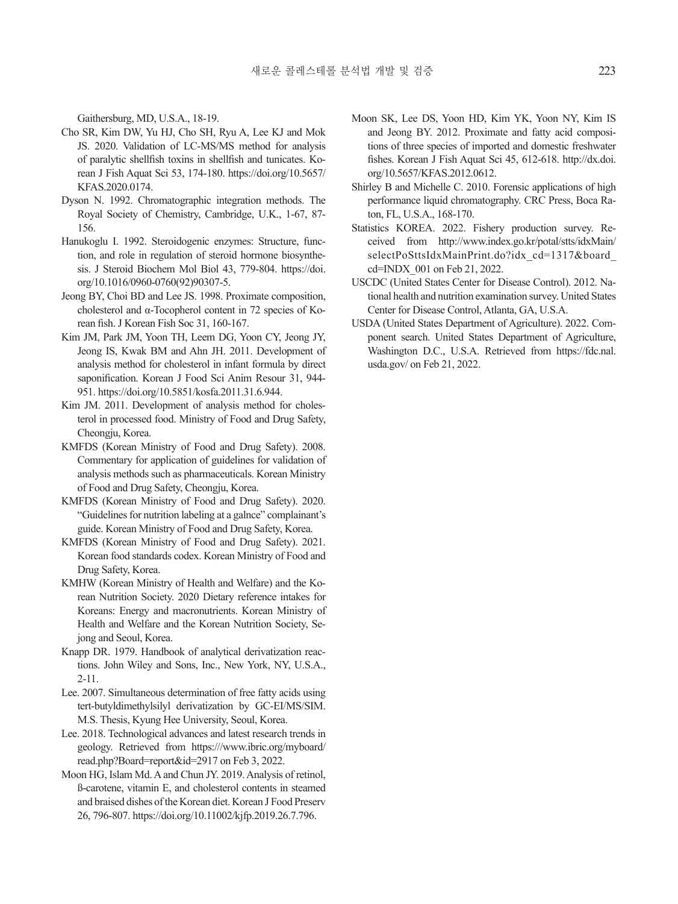Gaithersburg, MD, U.S.A., 18-19.

Cho SR, Kim DW, Yu HJ, Cho SH, Ryu A, Lee KJ and Mok JS. 2020. Validation of LC-MS/MS method for analysis of paralytic shellfish toxins in shellfish and tunicates. Korean J Fish Aquat Sci 53, 174-180. https://doi.org/10.5657/KFAS.2020.0174.

Dyson N. 1992. Chromatographic integration methods. The Royal Society of Chemistry, Cambridge, U.K., 1-67, 87-156.

Hanukoglu I. 1992. Steroidogenic enzymes: Structure, function, and role in regulation of steroid hormone biosynthesis. J Steroid Biochem Mol Biol 43, 779-804. https://doi.org/10.1016/0960-0760(92)90307-5.

Jeong BY, Choi BD and Lee JS. 1998. Proximate composition, cholesterol and α-Tocopherol content in 72 species of Korean fish. J Korean Fish Soc 31, 160-167.

Kim JM, Park JM, Yoon TH, Leem DG, Yoon CY, Jeong JY, Jeong IS, Kwak BM and Ahn JH. 2011. Development of analysis method for cholesterol in infant formula by direct saponification. Korean J Food Sci Anim Resour 31, 944-951. https://doi.org/10.5851/kosfa.2011.31.6.944.

Kim JM. 2011. Development of analysis method for cholesterol in processed food. Ministry of Food and Drug Safety, Cheongju, Korea.

KMFDS (Korean Ministry of Food and Drug Safety). 2008. Commentary for application of guidelines for validation of analysis methods such as pharmaceuticals. Korean Ministry of Food and Drug Safety, Cheongju, Korea.

KMFDS (Korean Ministry of Food and Drug Safety). 2020. “Guidelines for nutrition labeling at a galnce” complainant’s guide. Korean Ministry of Food and Drug Safety, Korea.

KMFDS (Korean Ministry of Food and Drug Safety). 2021. Korean food standards codex. Korean Ministry of Food and Drug Safety, Korea.

KMHW (Korean Ministry of Health and Welfare) and the Korean Nutrition Society. 2020 Dietary reference intakes for Koreans: Energy and macronutrients. Korean Ministry of Health and Welfare and the Korean Nutrition Society, Sejong and Seoul, Korea.

Knapp DR. 1979. Handbook of analytical derivatization reactions. John Wiley and Sons, Inc., New York, NY, U.S.A., 2-11.

Lee. 2007. Simultaneous determination of free fatty acids using tert-butyldimethylsilyl derivatization by GC-EI/MS/SIM. M.S. Thesis, Kyung Hee University, Seoul, Korea.

Lee. 2018. Technological advances and latest research trends in geology. Retrieved from https:///www.ibric.org/myboard/read.php?Board=report&id=2917 on Feb 3, 2022.

Moon HG, Islam Md. A and Chun JY. 2019. Analysis of retinol, ß-carotene, vitamin E, and cholesterol contents in steamed and braised dishes of the Korean diet. Korean J Food Preserv 26, 796-807. https://doi.org/10.11002/kjfp.2019.26.7.796.

Moon SK, Lee DS, Yoon HD, Kim YK, Yoon NY, Kim IS and Jeong BY. 2012. Proximate and fatty acid compositions of three species of imported and domestic freshwater fishes. Korean J Fish Aquat Sci 45, 612-618. http://dx.doi.org/10.5657/KFAS.2012.0612.

Shirley B and Michelle C. 2010. Forensic applications of high performance liquid chromatography. CRC Press, Boca Raton, FL, U.S.A., 168-170.

Statistics KOREA. 2022. Fishery production survey. Received from http://www.index.go.kr/potal/stts/idxMain/selectPoSttsIdxMainPrint.do?idx_cd=1317&board_cd=INDX_001 on Feb 21, 2022.

USCDC (United States Center for Disease Control). 2012. National health and nutrition examination survey. United States Center for Disease Control, Atlanta, GA, U.S.A.

USDA (United States Department of Agriculture). 2022. Component search. United States Department of Agriculture, Washington D.C., U.S.A. Retrieved from https://fdc.nal.usda.gov/ on Feb 21, 2022.